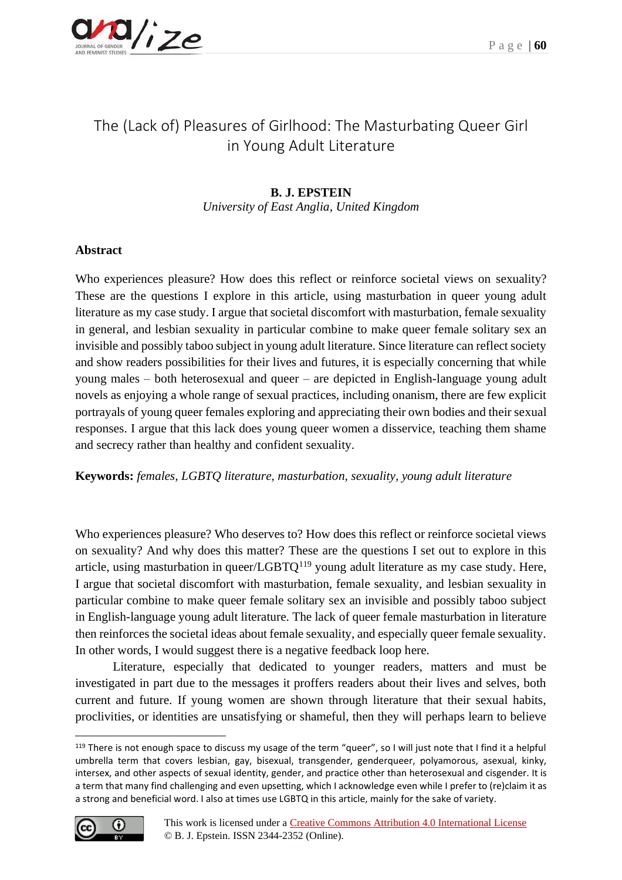# The (Lack of) Pleasures of Girlhood: The Masturbating Queer Girl in Young Adult Literature

**B. J. EPSTEIN**
*University of East Anglia, United Kingdom*

## Abstract

Who experiences pleasure? How does this reflect or reinforce societal views on sexuality? These are the questions I explore in this article, using masturbation in queer young adult literature as my case study. I argue that societal discomfort with masturbation, female sexuality in general, and lesbian sexuality in particular combine to make queer female solitary sex an invisible and possibly taboo subject in young adult literature. Since literature can reflect society and show readers possibilities for their lives and futures, it is especially concerning that while young males – both heterosexual and queer – are depicted in English-language young adult novels as enjoying a whole range of sexual practices, including onanism, there are few explicit portrayals of young queer females exploring and appreciating their own bodies and their sexual responses. I argue that this lack does young queer women a disservice, teaching them shame and secrecy rather than healthy and confident sexuality.

**Keywords:** *females, LGBTQ literature, masturbation, sexuality, young adult literature*

Who experiences pleasure? Who deserves to? How does this reflect or reinforce societal views on sexuality? And why does this matter? These are the questions I set out to explore in this article, using masturbation in queer/LGBTQ[119] young adult literature as my case study. Here, I argue that societal discomfort with masturbation, female sexuality, and lesbian sexuality in particular combine to make queer female solitary sex an invisible and possibly taboo subject in English-language young adult literature. The lack of queer female masturbation in literature then reinforces the societal ideas about female sexuality, and especially queer female sexuality. In other words, I would suggest there is a negative feedback loop here.

Literature, especially that dedicated to younger readers, matters and must be investigated in part due to the messages it proffers readers about their lives and selves, both current and future. If young women are shown through literature that their sexual habits, proclivities, or identities are unsatisfying or shameful, then they will perhaps learn to believe

[119] There is not enough space to discuss my usage of the term "queer", so I will just note that I find it a helpful umbrella term that covers lesbian, gay, bisexual, transgender, genderqueer, polyamorous, asexual, kinky, intersex, and other aspects of sexual identity, gender, and practice other than heterosexual and cisgender. It is a term that many find challenging and even upsetting, which I acknowledge even while I prefer to (re)claim it as a strong and beneficial word. I also at times use LGBTQ in this article, mainly for the sake of variety.

This work is licensed under a Creative Commons Attribution 4.0 International License
© B. J. Epstein. ISSN 2344-2352 (Online).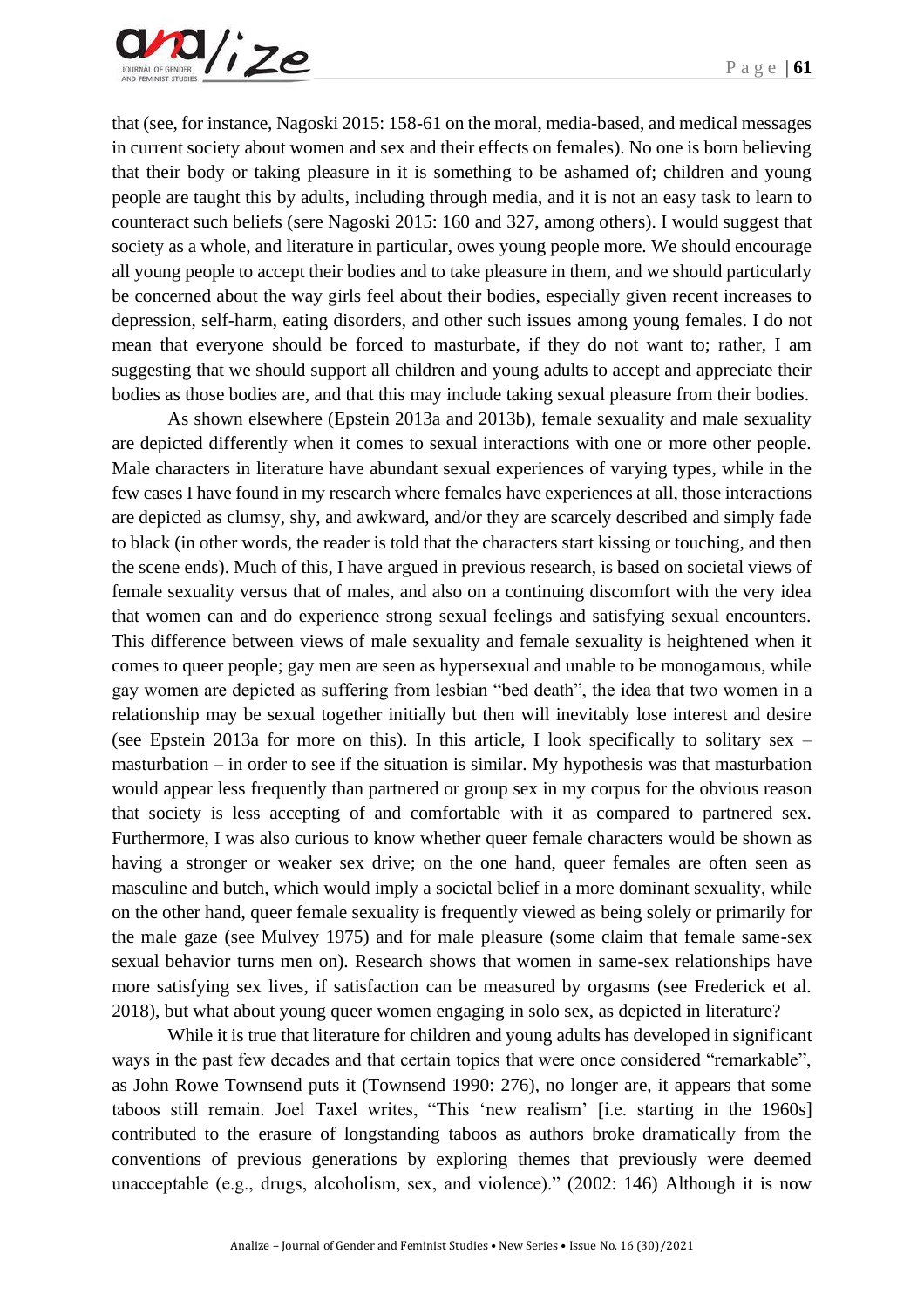that (see, for instance, Nagoski 2015: 158-61 on the moral, media-based, and medical messages in current society about women and sex and their effects on females). No one is born believing that their body or taking pleasure in it is something to be ashamed of; children and young people are taught this by adults, including through media, and it is not an easy task to learn to counteract such beliefs (sere Nagoski 2015: 160 and 327, among others). I would suggest that society as a whole, and literature in particular, owes young people more. We should encourage all young people to accept their bodies and to take pleasure in them, and we should particularly be concerned about the way girls feel about their bodies, especially given recent increases to depression, self-harm, eating disorders, and other such issues among young females. I do not mean that everyone should be forced to masturbate, if they do not want to; rather, I am suggesting that we should support all children and young adults to accept and appreciate their bodies as those bodies are, and that this may include taking sexual pleasure from their bodies.

As shown elsewhere (Epstein 2013a and 2013b), female sexuality and male sexuality are depicted differently when it comes to sexual interactions with one or more other people. Male characters in literature have abundant sexual experiences of varying types, while in the few cases I have found in my research where females have experiences at all, those interactions are depicted as clumsy, shy, and awkward, and/or they are scarcely described and simply fade to black (in other words, the reader is told that the characters start kissing or touching, and then the scene ends). Much of this, I have argued in previous research, is based on societal views of female sexuality versus that of males, and also on a continuing discomfort with the very idea that women can and do experience strong sexual feelings and satisfying sexual encounters. This difference between views of male sexuality and female sexuality is heightened when it comes to queer people; gay men are seen as hypersexual and unable to be monogamous, while gay women are depicted as suffering from lesbian "bed death", the idea that two women in a relationship may be sexual together initially but then will inevitably lose interest and desire (see Epstein 2013a for more on this). In this article, I look specifically to solitary sex – masturbation – in order to see if the situation is similar. My hypothesis was that masturbation would appear less frequently than partnered or group sex in my corpus for the obvious reason that society is less accepting of and comfortable with it as compared to partnered sex. Furthermore, I was also curious to know whether queer female characters would be shown as having a stronger or weaker sex drive; on the one hand, queer females are often seen as masculine and butch, which would imply a societal belief in a more dominant sexuality, while on the other hand, queer female sexuality is frequently viewed as being solely or primarily for the male gaze (see Mulvey 1975) and for male pleasure (some claim that female same-sex sexual behavior turns men on). Research shows that women in same-sex relationships have more satisfying sex lives, if satisfaction can be measured by orgasms (see Frederick et al. 2018), but what about young queer women engaging in solo sex, as depicted in literature?

While it is true that literature for children and young adults has developed in significant ways in the past few decades and that certain topics that were once considered "remarkable", as John Rowe Townsend puts it (Townsend 1990: 276), no longer are, it appears that some taboos still remain. Joel Taxel writes, "This 'new realism' [i.e. starting in the 1960s] contributed to the erasure of longstanding taboos as authors broke dramatically from the conventions of previous generations by exploring themes that previously were deemed unacceptable (e.g., drugs, alcoholism, sex, and violence)." (2002: 146) Although it is now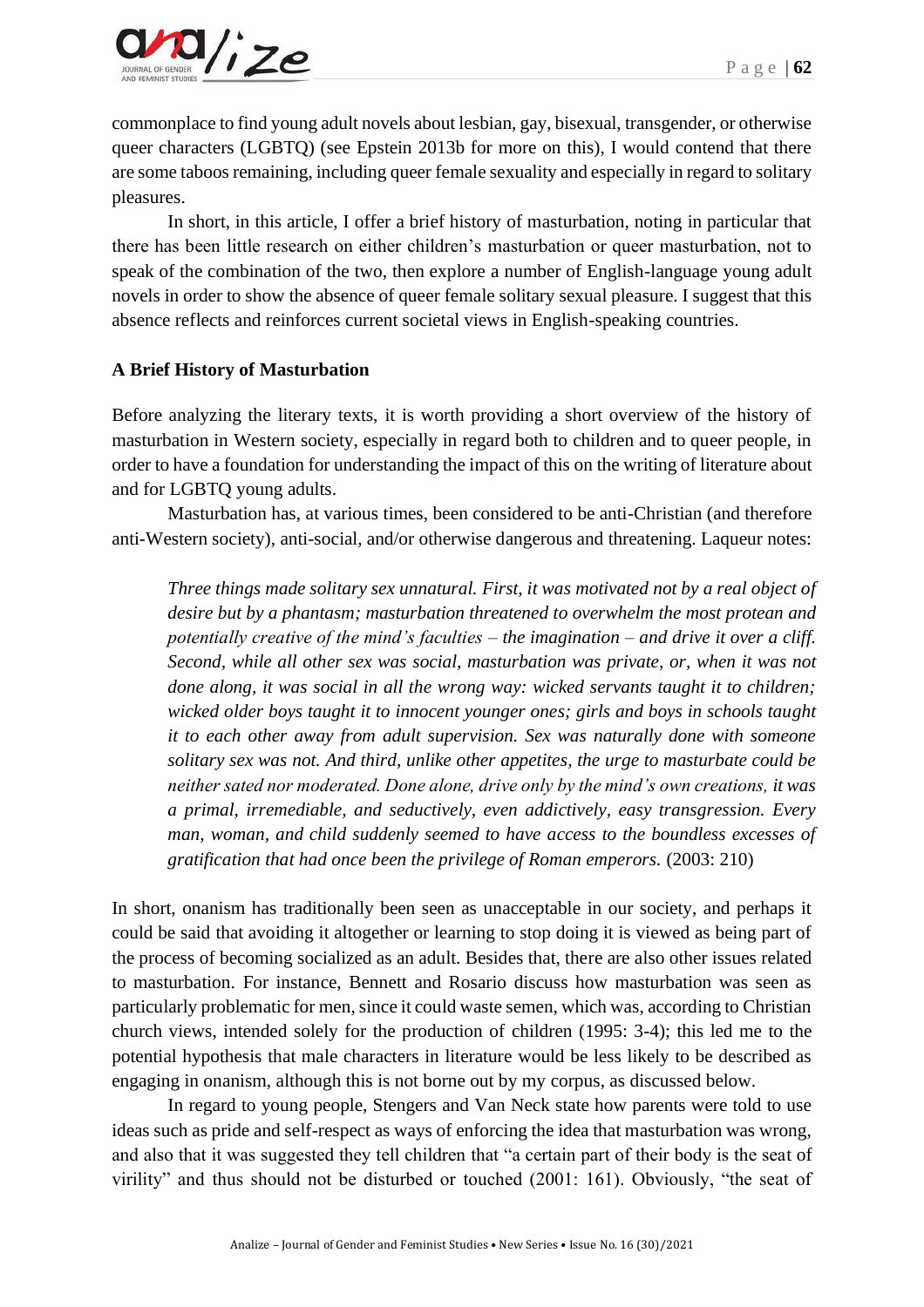commonplace to find young adult novels about lesbian, gay, bisexual, transgender, or otherwise queer characters (LGBTQ) (see Epstein 2013b for more on this), I would contend that there are some taboos remaining, including queer female sexuality and especially in regard to solitary pleasures.

In short, in this article, I offer a brief history of masturbation, noting in particular that there has been little research on either children's masturbation or queer masturbation, not to speak of the combination of the two, then explore a number of English-language young adult novels in order to show the absence of queer female solitary sexual pleasure. I suggest that this absence reflects and reinforces current societal views in English-speaking countries.

## A Brief History of Masturbation

Before analyzing the literary texts, it is worth providing a short overview of the history of masturbation in Western society, especially in regard both to children and to queer people, in order to have a foundation for understanding the impact of this on the writing of literature about and for LGBTQ young adults.

Masturbation has, at various times, been considered to be anti-Christian (and therefore anti-Western society), anti-social, and/or otherwise dangerous and threatening. Laqueur notes:

> *Three things made solitary sex unnatural. First, it was motivated not by a real object of desire but by a phantasm; masturbation threatened to overwhelm the most protean and potentially creative of the mind's faculties – the imagination – and drive it over a cliff. Second, while all other sex was social, masturbation was private, or, when it was not done along, it was social in all the wrong way: wicked servants taught it to children; wicked older boys taught it to innocent younger ones; girls and boys in schools taught it to each other away from adult supervision. Sex was naturally done with someone solitary sex was not. And third, unlike other appetites, the urge to masturbate could be neither sated nor moderated. Done alone, drive only by the mind's own creations, it was a primal, irremediable, and seductively, even addictively, easy transgression. Every man, woman, and child suddenly seemed to have access to the boundless excesses of gratification that had once been the privilege of Roman emperors.* (2003: 210)

In short, onanism has traditionally been seen as unacceptable in our society, and perhaps it could be said that avoiding it altogether or learning to stop doing it is viewed as being part of the process of becoming socialized as an adult. Besides that, there are also other issues related to masturbation. For instance, Bennett and Rosario discuss how masturbation was seen as particularly problematic for men, since it could waste semen, which was, according to Christian church views, intended solely for the production of children (1995: 3-4); this led me to the potential hypothesis that male characters in literature would be less likely to be described as engaging in onanism, although this is not borne out by my corpus, as discussed below.

In regard to young people, Stengers and Van Neck state how parents were told to use ideas such as pride and self-respect as ways of enforcing the idea that masturbation was wrong, and also that it was suggested they tell children that "a certain part of their body is the seat of virility" and thus should not be disturbed or touched (2001: 161). Obviously, "the seat of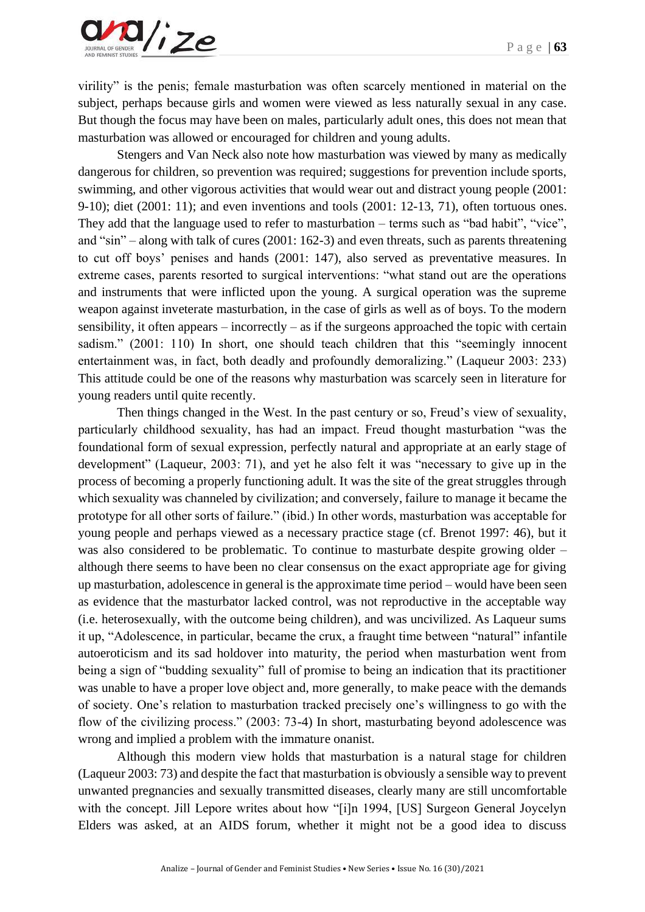virility" is the penis; female masturbation was often scarcely mentioned in material on the subject, perhaps because girls and women were viewed as less naturally sexual in any case. But though the focus may have been on males, particularly adult ones, this does not mean that masturbation was allowed or encouraged for children and young adults.

Stengers and Van Neck also note how masturbation was viewed by many as medically dangerous for children, so prevention was required; suggestions for prevention include sports, swimming, and other vigorous activities that would wear out and distract young people (2001: 9-10); diet (2001: 11); and even inventions and tools (2001: 12-13, 71), often tortuous ones. They add that the language used to refer to masturbation – terms such as "bad habit", "vice", and "sin" – along with talk of cures (2001: 162-3) and even threats, such as parents threatening to cut off boys' penises and hands (2001: 147), also served as preventative measures. In extreme cases, parents resorted to surgical interventions: "what stand out are the operations and instruments that were inflicted upon the young. A surgical operation was the supreme weapon against inveterate masturbation, in the case of girls as well as of boys. To the modern sensibility, it often appears – incorrectly – as if the surgeons approached the topic with certain sadism." (2001: 110) In short, one should teach children that this "seemingly innocent entertainment was, in fact, both deadly and profoundly demoralizing." (Laqueur 2003: 233) This attitude could be one of the reasons why masturbation was scarcely seen in literature for young readers until quite recently.

Then things changed in the West. In the past century or so, Freud's view of sexuality, particularly childhood sexuality, has had an impact. Freud thought masturbation "was the foundational form of sexual expression, perfectly natural and appropriate at an early stage of development" (Laqueur, 2003: 71), and yet he also felt it was "necessary to give up in the process of becoming a properly functioning adult. It was the site of the great struggles through which sexuality was channeled by civilization; and conversely, failure to manage it became the prototype for all other sorts of failure." (ibid.) In other words, masturbation was acceptable for young people and perhaps viewed as a necessary practice stage (cf. Brenot 1997: 46), but it was also considered to be problematic. To continue to masturbate despite growing older – although there seems to have been no clear consensus on the exact appropriate age for giving up masturbation, adolescence in general is the approximate time period – would have been seen as evidence that the masturbator lacked control, was not reproductive in the acceptable way (i.e. heterosexually, with the outcome being children), and was uncivilized. As Laqueur sums it up, "Adolescence, in particular, became the crux, a fraught time between "natural" infantile autoeroticism and its sad holdover into maturity, the period when masturbation went from being a sign of "budding sexuality" full of promise to being an indication that its practitioner was unable to have a proper love object and, more generally, to make peace with the demands of society. One's relation to masturbation tracked precisely one's willingness to go with the flow of the civilizing process." (2003: 73-4) In short, masturbating beyond adolescence was wrong and implied a problem with the immature onanist.

Although this modern view holds that masturbation is a natural stage for children (Laqueur 2003: 73) and despite the fact that masturbation is obviously a sensible way to prevent unwanted pregnancies and sexually transmitted diseases, clearly many are still uncomfortable with the concept. Jill Lepore writes about how "[i]n 1994, [US] Surgeon General Joycelyn Elders was asked, at an AIDS forum, whether it might not be a good idea to discuss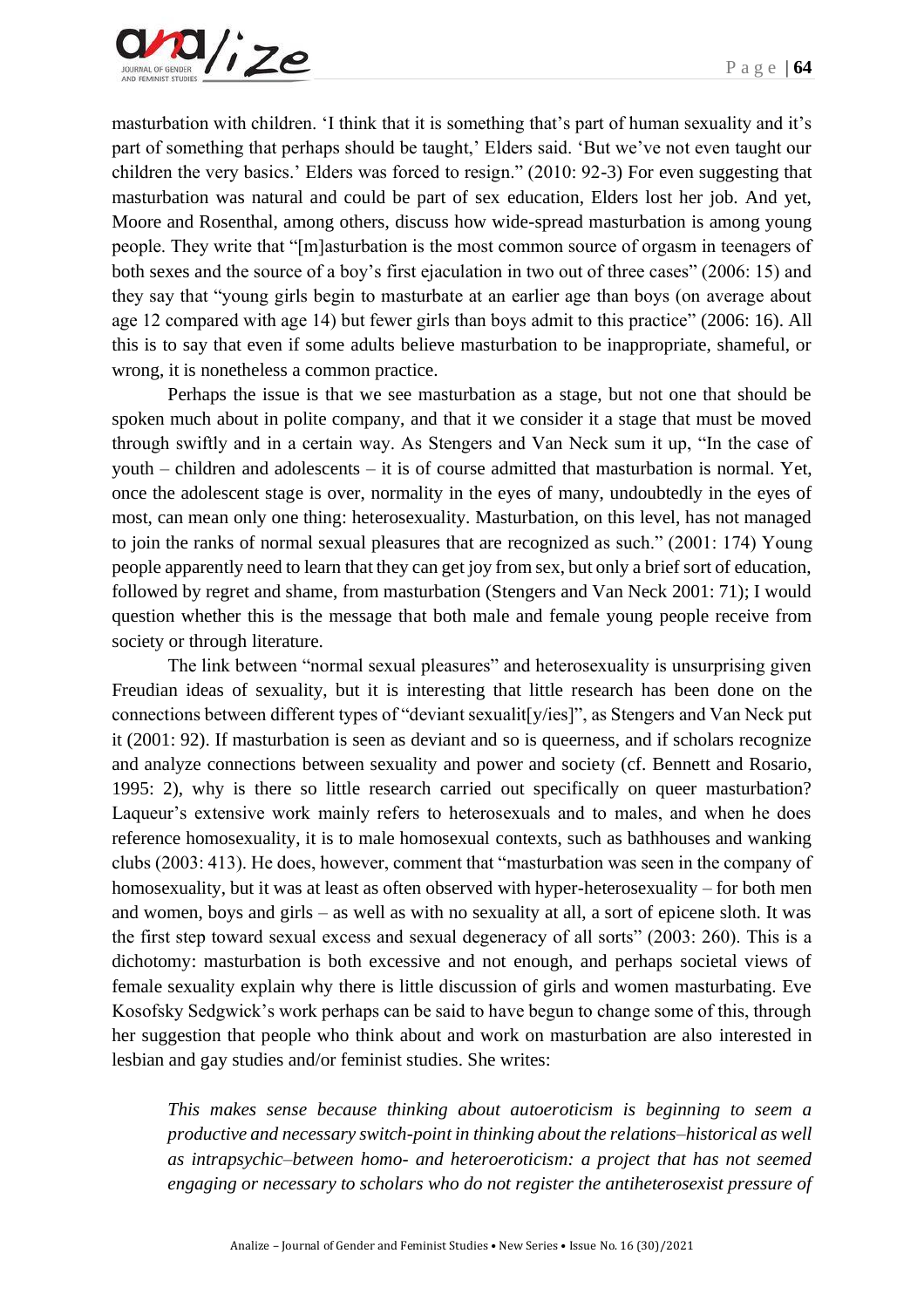masturbation with children. 'I think that it is something that's part of human sexuality and it's part of something that perhaps should be taught,' Elders said. 'But we've not even taught our children the very basics.' Elders was forced to resign." (2010: 92-3) For even suggesting that masturbation was natural and could be part of sex education, Elders lost her job. And yet, Moore and Rosenthal, among others, discuss how wide-spread masturbation is among young people. They write that "[m]asturbation is the most common source of orgasm in teenagers of both sexes and the source of a boy's first ejaculation in two out of three cases" (2006: 15) and they say that "young girls begin to masturbate at an earlier age than boys (on average about age 12 compared with age 14) but fewer girls than boys admit to this practice" (2006: 16). All this is to say that even if some adults believe masturbation to be inappropriate, shameful, or wrong, it is nonetheless a common practice.

Perhaps the issue is that we see masturbation as a stage, but not one that should be spoken much about in polite company, and that it we consider it a stage that must be moved through swiftly and in a certain way. As Stengers and Van Neck sum it up, "In the case of youth – children and adolescents – it is of course admitted that masturbation is normal. Yet, once the adolescent stage is over, normality in the eyes of many, undoubtedly in the eyes of most, can mean only one thing: heterosexuality. Masturbation, on this level, has not managed to join the ranks of normal sexual pleasures that are recognized as such." (2001: 174) Young people apparently need to learn that they can get joy from sex, but only a brief sort of education, followed by regret and shame, from masturbation (Stengers and Van Neck 2001: 71); I would question whether this is the message that both male and female young people receive from society or through literature.

The link between "normal sexual pleasures" and heterosexuality is unsurprising given Freudian ideas of sexuality, but it is interesting that little research has been done on the connections between different types of "deviant sexualit[y/ies]", as Stengers and Van Neck put it (2001: 92). If masturbation is seen as deviant and so is queerness, and if scholars recognize and analyze connections between sexuality and power and society (cf. Bennett and Rosario, 1995: 2), why is there so little research carried out specifically on queer masturbation? Laqueur's extensive work mainly refers to heterosexuals and to males, and when he does reference homosexuality, it is to male homosexual contexts, such as bathhouses and wanking clubs (2003: 413). He does, however, comment that "masturbation was seen in the company of homosexuality, but it was at least as often observed with hyper-heterosexuality – for both men and women, boys and girls – as well as with no sexuality at all, a sort of epicene sloth. It was the first step toward sexual excess and sexual degeneracy of all sorts" (2003: 260). This is a dichotomy: masturbation is both excessive and not enough, and perhaps societal views of female sexuality explain why there is little discussion of girls and women masturbating. Eve Kosofsky Sedgwick's work perhaps can be said to have begun to change some of this, through her suggestion that people who think about and work on masturbation are also interested in lesbian and gay studies and/or feminist studies. She writes:

> *This makes sense because thinking about autoeroticism is beginning to seem a productive and necessary switch-point in thinking about the relations–historical as well as intrapsychic–between homo- and heteroeroticism: a project that has not seemed engaging or necessary to scholars who do not register the antiheterosexist pressure of*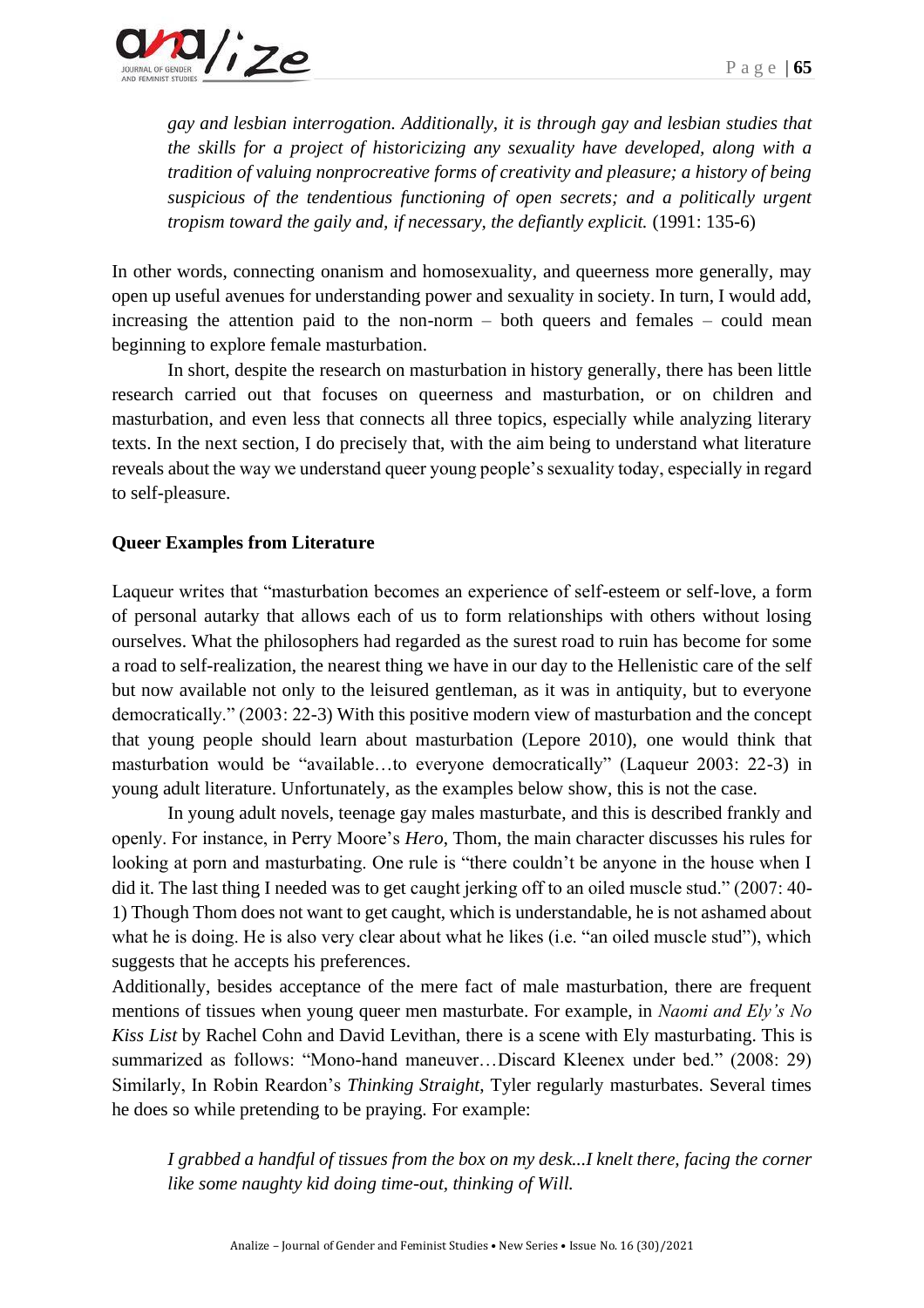> *gay and lesbian interrogation. Additionally, it is through gay and lesbian studies that the skills for a project of historicizing any sexuality have developed, along with a tradition of valuing nonprocreative forms of creativity and pleasure; a history of being suspicious of the tendentious functioning of open secrets; and a politically urgent tropism toward the gaily and, if necessary, the defiantly explicit.* (1991: 135-6)

In other words, connecting onanism and homosexuality, and queerness more generally, may open up useful avenues for understanding power and sexuality in society. In turn, I would add, increasing the attention paid to the non-norm – both queers and females – could mean beginning to explore female masturbation.

In short, despite the research on masturbation in history generally, there has been little research carried out that focuses on queerness and masturbation, or on children and masturbation, and even less that connects all three topics, especially while analyzing literary texts. In the next section, I do precisely that, with the aim being to understand what literature reveals about the way we understand queer young people's sexuality today, especially in regard to self-pleasure.

**Queer Examples from Literature**

Laqueur writes that "masturbation becomes an experience of self-esteem or self-love, a form of personal autarky that allows each of us to form relationships with others without losing ourselves. What the philosophers had regarded as the surest road to ruin has become for some a road to self-realization, the nearest thing we have in our day to the Hellenistic care of the self but now available not only to the leisured gentleman, as it was in antiquity, but to everyone democratically." (2003: 22-3) With this positive modern view of masturbation and the concept that young people should learn about masturbation (Lepore 2010), one would think that masturbation would be "available…to everyone democratically" (Laqueur 2003: 22-3) in young adult literature. Unfortunately, as the examples below show, this is not the case.

In young adult novels, teenage gay males masturbate, and this is described frankly and openly. For instance, in Perry Moore's *Hero*, Thom, the main character discusses his rules for looking at porn and masturbating. One rule is "there couldn't be anyone in the house when I did it. The last thing I needed was to get caught jerking off to an oiled muscle stud." (2007: 40-1) Though Thom does not want to get caught, which is understandable, he is not ashamed about what he is doing. He is also very clear about what he likes (i.e. "an oiled muscle stud"), which suggests that he accepts his preferences.

Additionally, besides acceptance of the mere fact of male masturbation, there are frequent mentions of tissues when young queer men masturbate. For example, in *Naomi and Ely's No Kiss List* by Rachel Cohn and David Levithan, there is a scene with Ely masturbating. This is summarized as follows: "Mono-hand maneuver…Discard Kleenex under bed." (2008: 29) Similarly, In Robin Reardon's *Thinking Straight*, Tyler regularly masturbates. Several times he does so while pretending to be praying. For example:

> *I grabbed a handful of tissues from the box on my desk...I knelt there, facing the corner like some naughty kid doing time-out, thinking of Will.*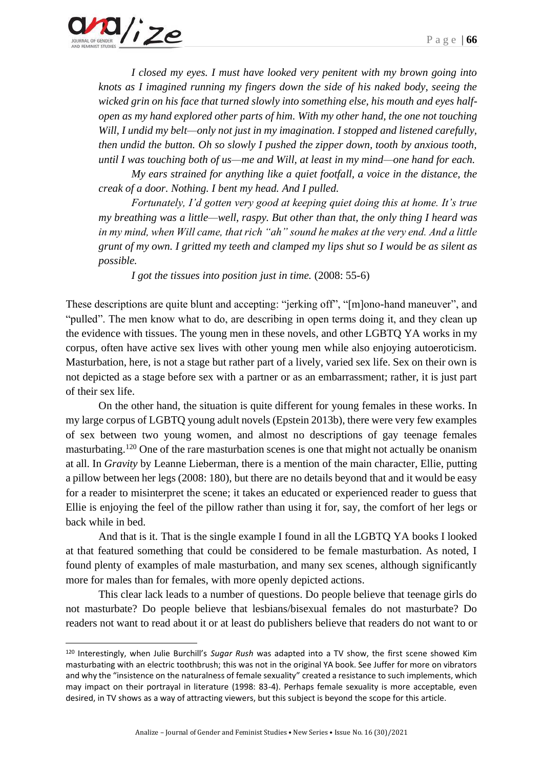*I closed my eyes. I must have looked very penitent with my brown going into knots as I imagined running my fingers down the side of his naked body, seeing the wicked grin on his face that turned slowly into something else, his mouth and eyes half-open as my hand explored other parts of him. With my other hand, the one not touching Will, I undid my belt—only not just in my imagination. I stopped and listened carefully, then undid the button. Oh so slowly I pushed the zipper down, tooth by anxious tooth, until I was touching both of us—me and Will, at least in my mind—one hand for each.*

*My ears strained for anything like a quiet footfall, a voice in the distance, the creak of a door. Nothing. I bent my head. And I pulled.*

*Fortunately, I'd gotten very good at keeping quiet doing this at home. It's true my breathing was a little—well, raspy. But other than that, the only thing I heard was in my mind, when Will came, that rich "ah" sound he makes at the very end. And a little grunt of my own. I gritted my teeth and clamped my lips shut so I would be as silent as possible.*

*I got the tissues into position just in time.* (2008: 55-6)

These descriptions are quite blunt and accepting: "jerking off", "[m]ono-hand maneuver", and "pulled". The men know what to do, are describing in open terms doing it, and they clean up the evidence with tissues. The young men in these novels, and other LGBTQ YA works in my corpus, often have active sex lives with other young men while also enjoying autoeroticism. Masturbation, here, is not a stage but rather part of a lively, varied sex life. Sex on their own is not depicted as a stage before sex with a partner or as an embarrassment; rather, it is just part of their sex life.

On the other hand, the situation is quite different for young females in these works. In my large corpus of LGBTQ young adult novels (Epstein 2013b), there were very few examples of sex between two young women, and almost no descriptions of gay teenage females masturbating.[120] One of the rare masturbation scenes is one that might not actually be onanism at all. In *Gravity* by Leanne Lieberman, there is a mention of the main character, Ellie, putting a pillow between her legs (2008: 180), but there are no details beyond that and it would be easy for a reader to misinterpret the scene; it takes an educated or experienced reader to guess that Ellie is enjoying the feel of the pillow rather than using it for, say, the comfort of her legs or back while in bed.

And that is it. That is the single example I found in all the LGBTQ YA books I looked at that featured something that could be considered to be female masturbation. As noted, I found plenty of examples of male masturbation, and many sex scenes, although significantly more for males than for females, with more openly depicted actions.

This clear lack leads to a number of questions. Do people believe that teenage girls do not masturbate? Do people believe that lesbians/bisexual females do not masturbate? Do readers not want to read about it or at least do publishers believe that readers do not want to or

[120] Interestingly, when Julie Burchill's *Sugar Rush* was adapted into a TV show, the first scene showed Kim masturbating with an electric toothbrush; this was not in the original YA book. See Juffer for more on vibrators and why the "insistence on the naturalness of female sexuality" created a resistance to such implements, which may impact on their portrayal in literature (1998: 83-4). Perhaps female sexuality is more acceptable, even desired, in TV shows as a way of attracting viewers, but this subject is beyond the scope for this article.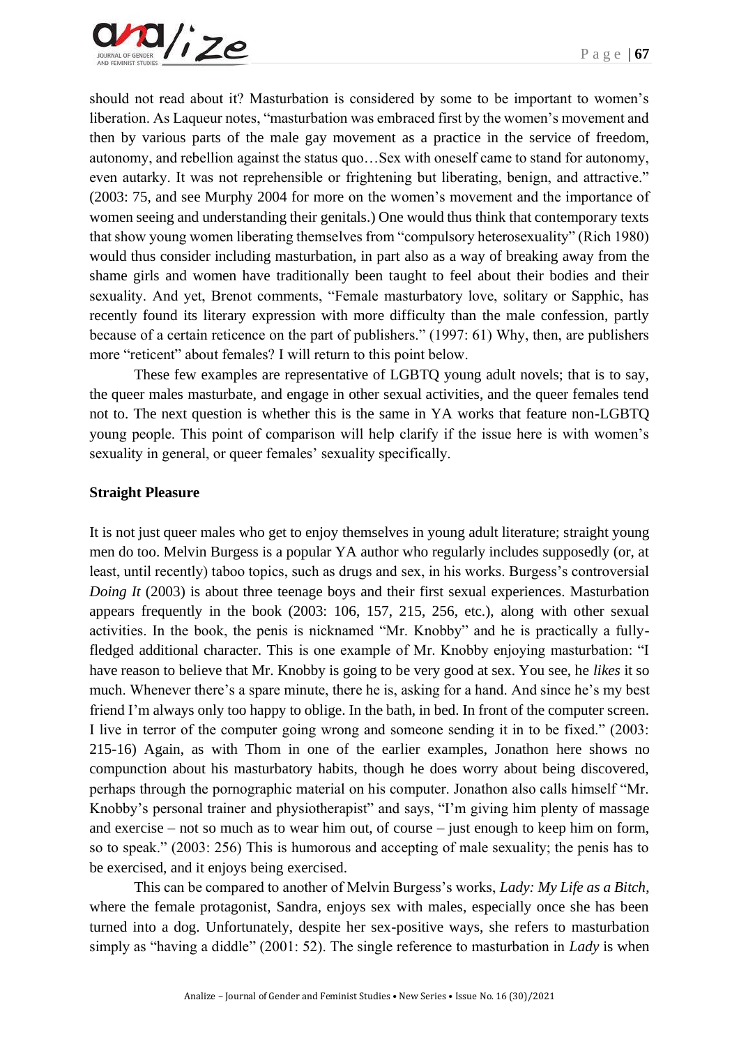should not read about it? Masturbation is considered by some to be important to women's liberation. As Laqueur notes, "masturbation was embraced first by the women's movement and then by various parts of the male gay movement as a practice in the service of freedom, autonomy, and rebellion against the status quo…Sex with oneself came to stand for autonomy, even autarky. It was not reprehensible or frightening but liberating, benign, and attractive." (2003: 75, and see Murphy 2004 for more on the women's movement and the importance of women seeing and understanding their genitals.) One would thus think that contemporary texts that show young women liberating themselves from "compulsory heterosexuality" (Rich 1980) would thus consider including masturbation, in part also as a way of breaking away from the shame girls and women have traditionally been taught to feel about their bodies and their sexuality. And yet, Brenot comments, "Female masturbatory love, solitary or Sapphic, has recently found its literary expression with more difficulty than the male confession, partly because of a certain reticence on the part of publishers." (1997: 61) Why, then, are publishers more "reticent" about females? I will return to this point below.

These few examples are representative of LGBTQ young adult novels; that is to say, the queer males masturbate, and engage in other sexual activities, and the queer females tend not to. The next question is whether this is the same in YA works that feature non-LGBTQ young people. This point of comparison will help clarify if the issue here is with women's sexuality in general, or queer females' sexuality specifically.

**Straight Pleasure**

It is not just queer males who get to enjoy themselves in young adult literature; straight young men do too. Melvin Burgess is a popular YA author who regularly includes supposedly (or, at least, until recently) taboo topics, such as drugs and sex, in his works. Burgess's controversial *Doing It* (2003) is about three teenage boys and their first sexual experiences. Masturbation appears frequently in the book (2003: 106, 157, 215, 256, etc.), along with other sexual activities. In the book, the penis is nicknamed "Mr. Knobby" and he is practically a fully-fledged additional character. This is one example of Mr. Knobby enjoying masturbation: "I have reason to believe that Mr. Knobby is going to be very good at sex. You see, he *likes* it so much. Whenever there's a spare minute, there he is, asking for a hand. And since he's my best friend I'm always only too happy to oblige. In the bath, in bed. In front of the computer screen. I live in terror of the computer going wrong and someone sending it in to be fixed." (2003: 215-16) Again, as with Thom in one of the earlier examples, Jonathon here shows no compunction about his masturbatory habits, though he does worry about being discovered, perhaps through the pornographic material on his computer. Jonathon also calls himself "Mr. Knobby's personal trainer and physiotherapist" and says, "I'm giving him plenty of massage and exercise – not so much as to wear him out, of course – just enough to keep him on form, so to speak." (2003: 256) This is humorous and accepting of male sexuality; the penis has to be exercised, and it enjoys being exercised.

This can be compared to another of Melvin Burgess's works, *Lady: My Life as a Bitch*, where the female protagonist, Sandra, enjoys sex with males, especially once she has been turned into a dog. Unfortunately, despite her sex-positive ways, she refers to masturbation simply as "having a diddle" (2001: 52). The single reference to masturbation in *Lady* is when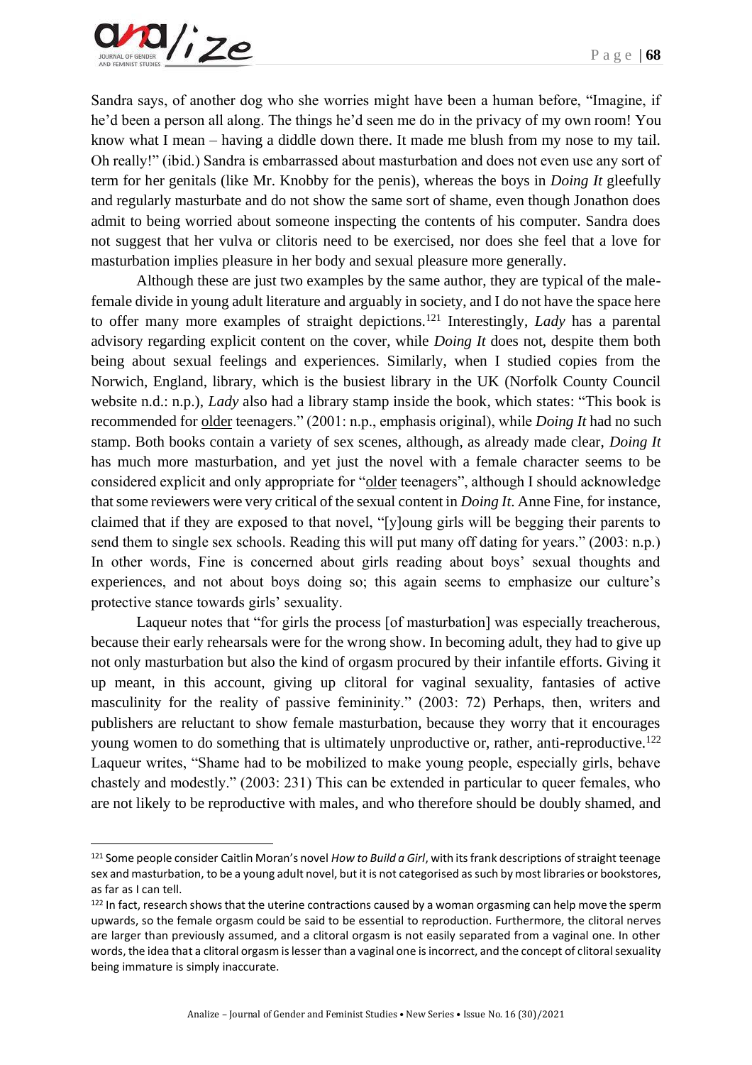Sandra says, of another dog who she worries might have been a human before, "Imagine, if he'd been a person all along. The things he'd seen me do in the privacy of my own room! You know what I mean – having a diddle down there. It made me blush from my nose to my tail. Oh really!" (ibid.) Sandra is embarrassed about masturbation and does not even use any sort of term for her genitals (like Mr. Knobby for the penis), whereas the boys in *Doing It* gleefully and regularly masturbate and do not show the same sort of shame, even though Jonathon does admit to being worried about someone inspecting the contents of his computer. Sandra does not suggest that her vulva or clitoris need to be exercised, nor does she feel that a love for masturbation implies pleasure in her body and sexual pleasure more generally.

Although these are just two examples by the same author, they are typical of the male-female divide in young adult literature and arguably in society, and I do not have the space here to offer many more examples of straight depictions.[121] Interestingly, *Lady* has a parental advisory regarding explicit content on the cover, while *Doing It* does not, despite them both being about sexual feelings and experiences. Similarly, when I studied copies from the Norwich, England, library, which is the busiest library in the UK (Norfolk County Council website n.d.: n.p.), *Lady* also had a library stamp inside the book, which states: "This book is recommended for <u>older</u> teenagers." (2001: n.p., emphasis original), while *Doing It* had no such stamp. Both books contain a variety of sex scenes, although, as already made clear, *Doing It* has much more masturbation, and yet just the novel with a female character seems to be considered explicit and only appropriate for "<u>older</u> teenagers", although I should acknowledge that some reviewers were very critical of the sexual content in *Doing It*. Anne Fine, for instance, claimed that if they are exposed to that novel, "[y]oung girls will be begging their parents to send them to single sex schools. Reading this will put many off dating for years." (2003: n.p.) In other words, Fine is concerned about girls reading about boys' sexual thoughts and experiences, and not about boys doing so; this again seems to emphasize our culture's protective stance towards girls' sexuality.

Laqueur notes that "for girls the process [of masturbation] was especially treacherous, because their early rehearsals were for the wrong show. In becoming adult, they had to give up not only masturbation but also the kind of orgasm procured by their infantile efforts. Giving it up meant, in this account, giving up clitoral for vaginal sexuality, fantasies of active masculinity for the reality of passive femininity." (2003: 72) Perhaps, then, writers and publishers are reluctant to show female masturbation, because they worry that it encourages young women to do something that is ultimately unproductive or, rather, anti-reproductive.[122] Laqueur writes, "Shame had to be mobilized to make young people, especially girls, behave chastely and modestly." (2003: 231) This can be extended in particular to queer females, who are not likely to be reproductive with males, and who therefore should be doubly shamed, and

---

[121] Some people consider Caitlin Moran's novel *How to Build a Girl*, with its frank descriptions of straight teenage sex and masturbation, to be a young adult novel, but it is not categorised as such by most libraries or bookstores, as far as I can tell.

[122] In fact, research shows that the uterine contractions caused by a woman orgasming can help move the sperm upwards, so the female orgasm could be said to be essential to reproduction. Furthermore, the clitoral nerves are larger than previously assumed, and a clitoral orgasm is not easily separated from a vaginal one. In other words, the idea that a clitoral orgasm is lesser than a vaginal one is incorrect, and the concept of clitoral sexuality being immature is simply inaccurate.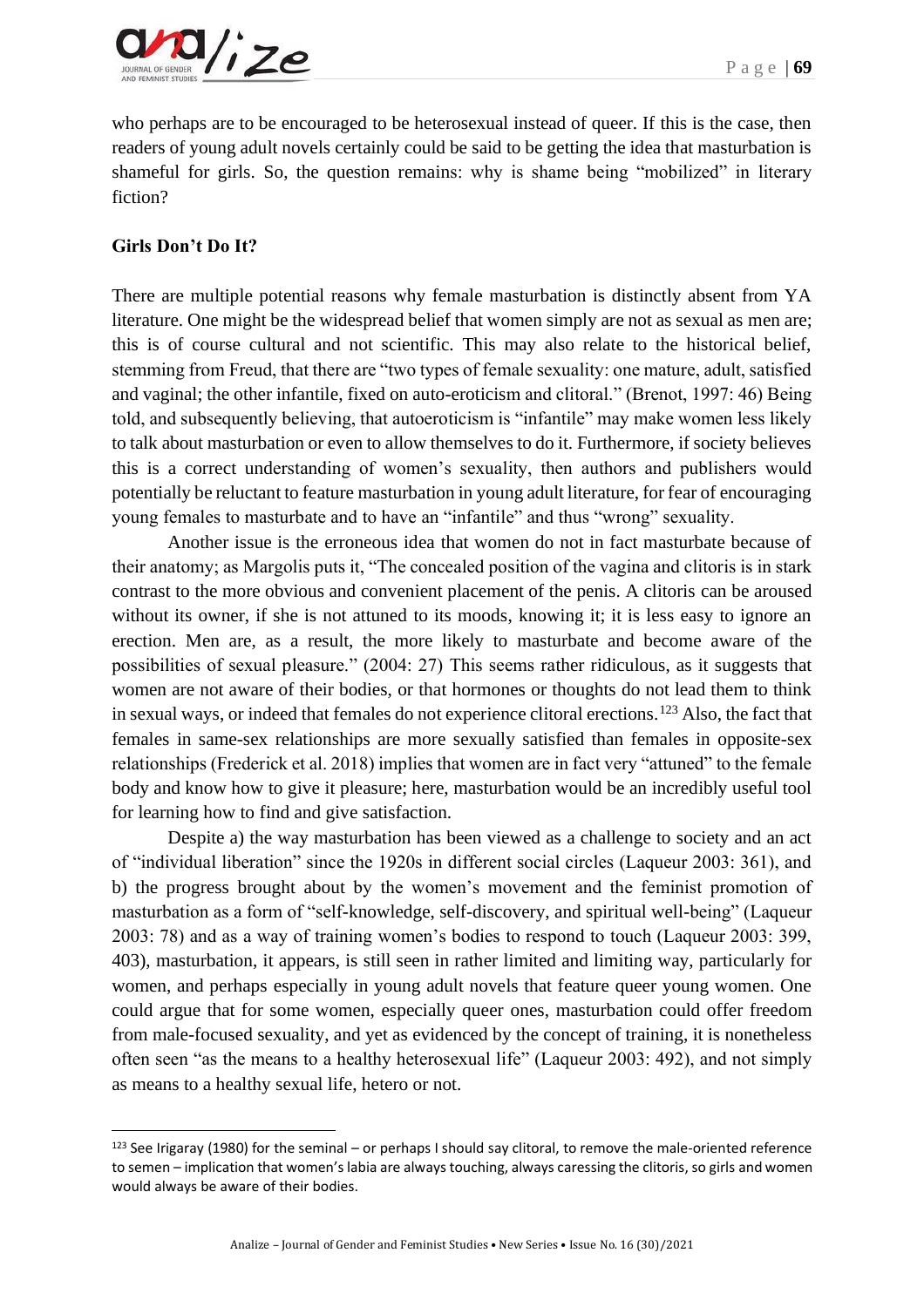who perhaps are to be encouraged to be heterosexual instead of queer. If this is the case, then readers of young adult novels certainly could be said to be getting the idea that masturbation is shameful for girls. So, the question remains: why is shame being "mobilized" in literary fiction?

## Girls Don't Do It?

There are multiple potential reasons why female masturbation is distinctly absent from YA literature. One might be the widespread belief that women simply are not as sexual as men are; this is of course cultural and not scientific. This may also relate to the historical belief, stemming from Freud, that there are "two types of female sexuality: one mature, adult, satisfied and vaginal; the other infantile, fixed on auto-eroticism and clitoral." (Brenot, 1997: 46) Being told, and subsequently believing, that autoeroticism is "infantile" may make women less likely to talk about masturbation or even to allow themselves to do it. Furthermore, if society believes this is a correct understanding of women's sexuality, then authors and publishers would potentially be reluctant to feature masturbation in young adult literature, for fear of encouraging young females to masturbate and to have an "infantile" and thus "wrong" sexuality.

Another issue is the erroneous idea that women do not in fact masturbate because of their anatomy; as Margolis puts it, "The concealed position of the vagina and clitoris is in stark contrast to the more obvious and convenient placement of the penis. A clitoris can be aroused without its owner, if she is not attuned to its moods, knowing it; it is less easy to ignore an erection. Men are, as a result, the more likely to masturbate and become aware of the possibilities of sexual pleasure." (2004: 27) This seems rather ridiculous, as it suggests that women are not aware of their bodies, or that hormones or thoughts do not lead them to think in sexual ways, or indeed that females do not experience clitoral erections.[123] Also, the fact that females in same-sex relationships are more sexually satisfied than females in opposite-sex relationships (Frederick et al. 2018) implies that women are in fact very "attuned" to the female body and know how to give it pleasure; here, masturbation would be an incredibly useful tool for learning how to find and give satisfaction.

Despite a) the way masturbation has been viewed as a challenge to society and an act of "individual liberation" since the 1920s in different social circles (Laqueur 2003: 361), and b) the progress brought about by the women's movement and the feminist promotion of masturbation as a form of "self-knowledge, self-discovery, and spiritual well-being" (Laqueur 2003: 78) and as a way of training women's bodies to respond to touch (Laqueur 2003: 399, 403), masturbation, it appears, is still seen in rather limited and limiting way, particularly for women, and perhaps especially in young adult novels that feature queer young women. One could argue that for some women, especially queer ones, masturbation could offer freedom from male-focused sexuality, and yet as evidenced by the concept of training, it is nonetheless often seen "as the means to a healthy heterosexual life" (Laqueur 2003: 492), and not simply as means to a healthy sexual life, hetero or not.

---

[123] See Irigaray (1980) for the seminal – or perhaps I should say clitoral, to remove the male-oriented reference to semen – implication that women's labia are always touching, always caressing the clitoris, so girls and women would always be aware of their bodies.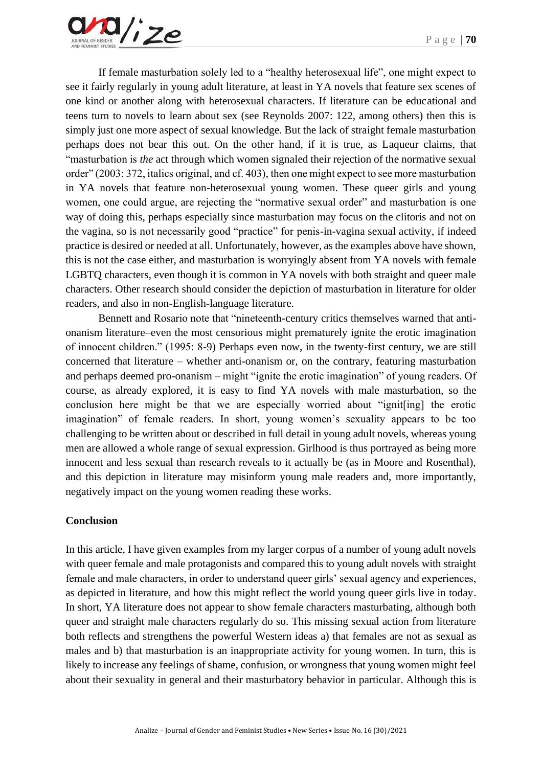If female masturbation solely led to a "healthy heterosexual life", one might expect to see it fairly regularly in young adult literature, at least in YA novels that feature sex scenes of one kind or another along with heterosexual characters. If literature can be educational and teens turn to novels to learn about sex (see Reynolds 2007: 122, among others) then this is simply just one more aspect of sexual knowledge. But the lack of straight female masturbation perhaps does not bear this out. On the other hand, if it is true, as Laqueur claims, that "masturbation is *the* act through which women signaled their rejection of the normative sexual order" (2003: 372, italics original, and cf. 403), then one might expect to see more masturbation in YA novels that feature non-heterosexual young women. These queer girls and young women, one could argue, are rejecting the "normative sexual order" and masturbation is one way of doing this, perhaps especially since masturbation may focus on the clitoris and not on the vagina, so is not necessarily good "practice" for penis-in-vagina sexual activity, if indeed practice is desired or needed at all. Unfortunately, however, as the examples above have shown, this is not the case either, and masturbation is worryingly absent from YA novels with female LGBTQ characters, even though it is common in YA novels with both straight and queer male characters. Other research should consider the depiction of masturbation in literature for older readers, and also in non-English-language literature.

Bennett and Rosario note that "nineteenth-century critics themselves warned that anti-onanism literature–even the most censorious might prematurely ignite the erotic imagination of innocent children." (1995: 8-9) Perhaps even now, in the twenty-first century, we are still concerned that literature – whether anti-onanism or, on the contrary, featuring masturbation and perhaps deemed pro-onanism – might "ignite the erotic imagination" of young readers. Of course, as already explored, it is easy to find YA novels with male masturbation, so the conclusion here might be that we are especially worried about "ignit[ing] the erotic imagination" of female readers. In short, young women's sexuality appears to be too challenging to be written about or described in full detail in young adult novels, whereas young men are allowed a whole range of sexual expression. Girlhood is thus portrayed as being more innocent and less sexual than research reveals to it actually be (as in Moore and Rosenthal), and this depiction in literature may misinform young male readers and, more importantly, negatively impact on the young women reading these works.

## Conclusion

In this article, I have given examples from my larger corpus of a number of young adult novels with queer female and male protagonists and compared this to young adult novels with straight female and male characters, in order to understand queer girls' sexual agency and experiences, as depicted in literature, and how this might reflect the world young queer girls live in today. In short, YA literature does not appear to show female characters masturbating, although both queer and straight male characters regularly do so. This missing sexual action from literature both reflects and strengthens the powerful Western ideas a) that females are not as sexual as males and b) that masturbation is an inappropriate activity for young women. In turn, this is likely to increase any feelings of shame, confusion, or wrongness that young women might feel about their sexuality in general and their masturbatory behavior in particular. Although this is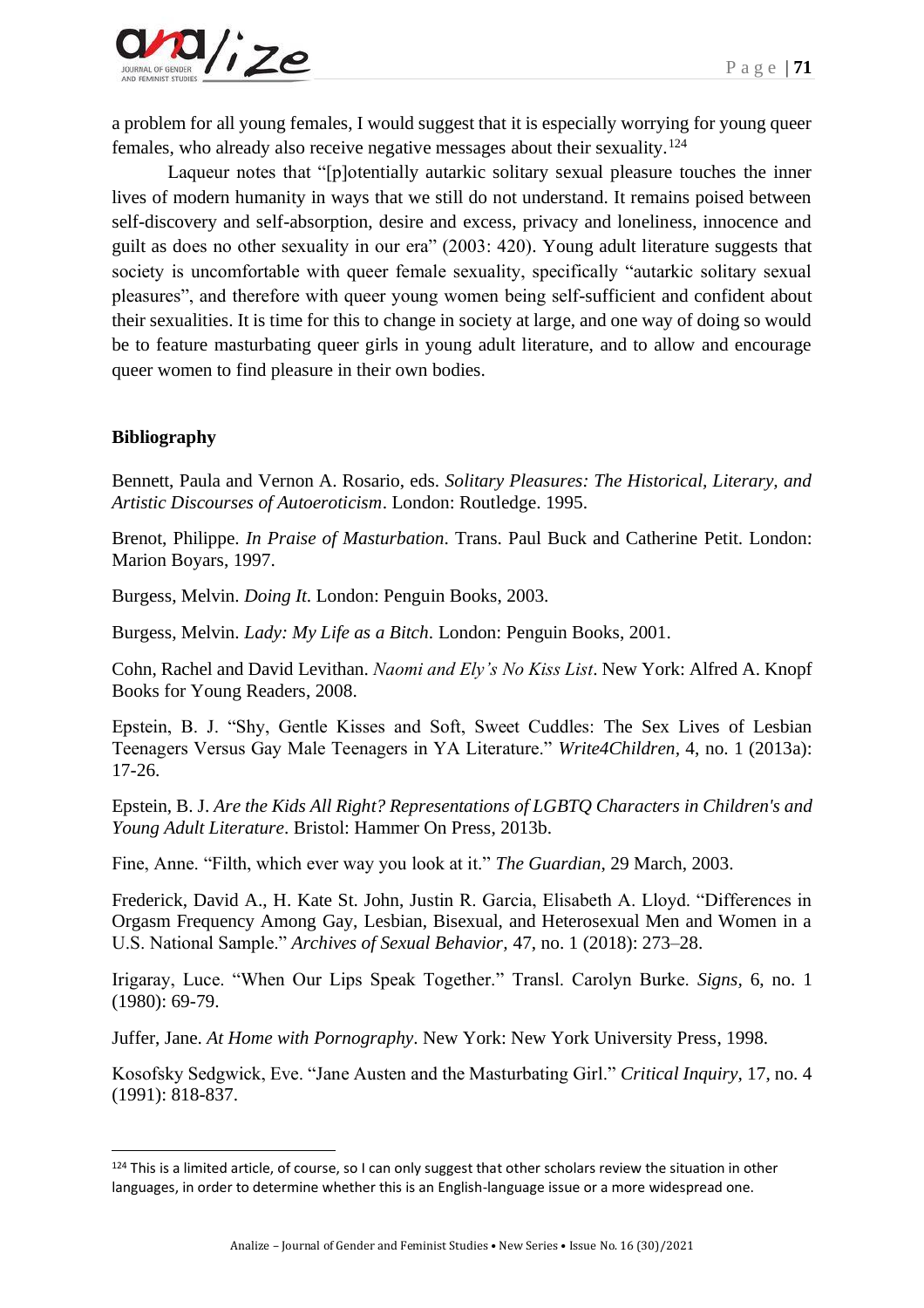a problem for all young females, I would suggest that it is especially worrying for young queer females, who already also receive negative messages about their sexuality.[124]

Laqueur notes that "[p]otentially autarkic solitary sexual pleasure touches the inner lives of modern humanity in ways that we still do not understand. It remains poised between self-discovery and self-absorption, desire and excess, privacy and loneliness, innocence and guilt as does no other sexuality in our era" (2003: 420). Young adult literature suggests that society is uncomfortable with queer female sexuality, specifically "autarkic solitary sexual pleasures", and therefore with queer young women being self-sufficient and confident about their sexualities. It is time for this to change in society at large, and one way of doing so would be to feature masturbating queer girls in young adult literature, and to allow and encourage queer women to find pleasure in their own bodies.

**Bibliography**

Bennett, Paula and Vernon A. Rosario, eds. *Solitary Pleasures: The Historical, Literary, and Artistic Discourses of Autoeroticism*. London: Routledge. 1995.

Brenot, Philippe. *In Praise of Masturbation*. Trans. Paul Buck and Catherine Petit. London: Marion Boyars, 1997.

Burgess, Melvin. *Doing It*. London: Penguin Books, 2003.

Burgess, Melvin. *Lady: My Life as a Bitch*. London: Penguin Books, 2001.

Cohn, Rachel and David Levithan. *Naomi and Ely's No Kiss List*. New York: Alfred A. Knopf Books for Young Readers, 2008.

Epstein, B. J. "Shy, Gentle Kisses and Soft, Sweet Cuddles: The Sex Lives of Lesbian Teenagers Versus Gay Male Teenagers in YA Literature." *Write4Children,* 4, no. 1 (2013a): 17-26.

Epstein, B. J. *Are the Kids All Right? Representations of LGBTQ Characters in Children's and Young Adult Literature*. Bristol: Hammer On Press, 2013b.

Fine, Anne. "Filth, which ever way you look at it." *The Guardian*, 29 March, 2003.

Frederick, David A., H. Kate St. John, Justin R. Garcia, Elisabeth A. Lloyd. "Differences in Orgasm Frequency Among Gay, Lesbian, Bisexual, and Heterosexual Men and Women in a U.S. National Sample." *Archives of Sexual Behavior,* 47, no. 1 (2018): 273–28.

Irigaray, Luce. "When Our Lips Speak Together." Transl. Carolyn Burke. *Signs,* 6, no. 1 (1980): 69-79.

Juffer, Jane. *At Home with Pornography*. New York: New York University Press, 1998.

Kosofsky Sedgwick, Eve. "Jane Austen and the Masturbating Girl." *Critical Inquiry,* 17, no. 4 (1991): 818-837.

[124] This is a limited article, of course, so I can only suggest that other scholars review the situation in other languages, in order to determine whether this is an English-language issue or a more widespread one.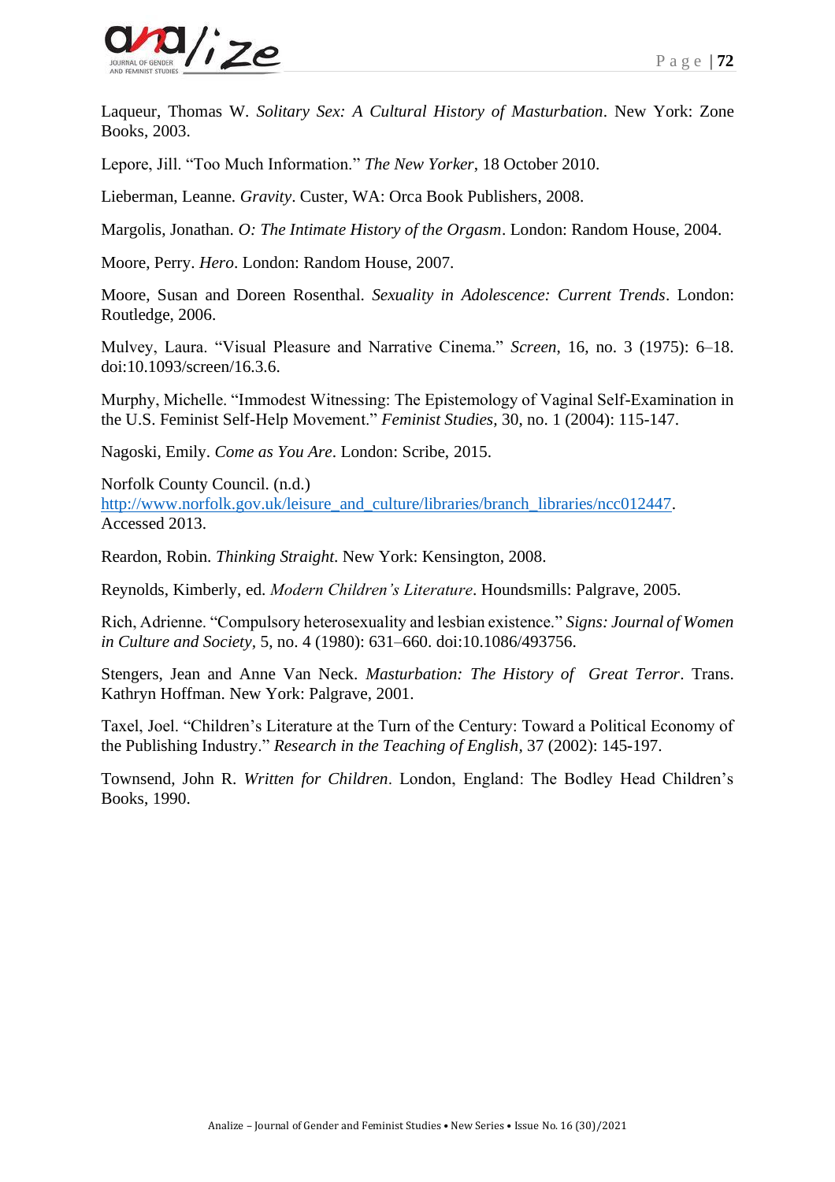Laqueur, Thomas W. *Solitary Sex: A Cultural History of Masturbation*. New York: Zone Books, 2003.

Lepore, Jill. “Too Much Information.” *The New Yorker*, 18 October 2010.

Lieberman, Leanne. *Gravity*. Custer, WA: Orca Book Publishers, 2008.

Margolis, Jonathan. *O: The Intimate History of the Orgasm*. London: Random House, 2004.

Moore, Perry. *Hero*. London: Random House, 2007.

Moore, Susan and Doreen Rosenthal. *Sexuality in Adolescence: Current Trends*. London: Routledge, 2006.

Mulvey, Laura. “Visual Pleasure and Narrative Cinema.” *Screen*, 16, no. 3 (1975): 6–18. doi:10.1093/screen/16.3.6.

Murphy, Michelle. “Immodest Witnessing: The Epistemology of Vaginal Self-Examination in the U.S. Feminist Self-Help Movement.” *Feminist Studies*, 30, no. 1 (2004): 115-147.

Nagoski, Emily. *Come as You Are*. London: Scribe, 2015.

Norfolk County Council. (n.d.) http://www.norfolk.gov.uk/leisure_and_culture/libraries/branch_libraries/ncc012447. Accessed 2013.

Reardon, Robin. *Thinking Straight*. New York: Kensington, 2008.

Reynolds, Kimberly, ed. *Modern Children’s Literature*. Houndsmills: Palgrave, 2005.

Rich, Adrienne. “Compulsory heterosexuality and lesbian existence.” *Signs: Journal of Women in Culture and Society*, 5, no. 4 (1980): 631–660. doi:10.1086/493756.

Stengers, Jean and Anne Van Neck. *Masturbation: The History of Great Terror*. Trans. Kathryn Hoffman. New York: Palgrave, 2001.

Taxel, Joel. “Children’s Literature at the Turn of the Century: Toward a Political Economy of the Publishing Industry.” *Research in the Teaching of English*, 37 (2002): 145-197.

Townsend, John R. *Written for Children*. London, England: The Bodley Head Children’s Books, 1990.